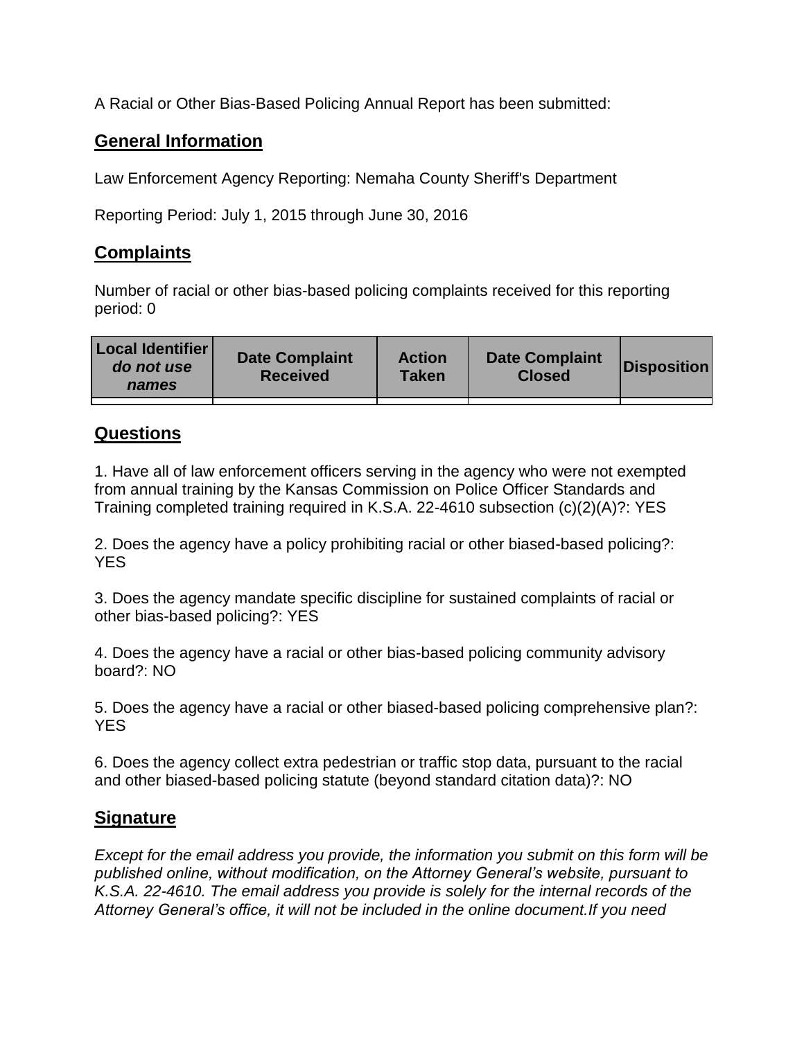A Racial or Other Bias-Based Policing Annual Report has been submitted:

## General Information

Law Enforcement Agency Reporting: Nemaha County Sheriff's Department

Reporting Period: July 1, 2015 through June 30, 2016

## Complaints

Number of racial or other bias-based policing complaints received for this reporting period: 0

| Local Identifier *do not use names* | Date Complaint Received | Action Taken | Date Complaint Closed | Disposition |
|---|---|---|---|---|
| | | | | |

## Questions

1. Have all of law enforcement officers serving in the agency who were not exempted from annual training by the Kansas Commission on Police Officer Standards and Training completed training required in K.S.A. 22-4610 subsection (c)(2)(A)?: YES

2. Does the agency have a policy prohibiting racial or other biased-based policing?: YES

3. Does the agency mandate specific discipline for sustained complaints of racial or other bias-based policing?: YES

4. Does the agency have a racial or other bias-based policing community advisory board?: NO

5. Does the agency have a racial or other biased-based policing comprehensive plan?: YES

6. Does the agency collect extra pedestrian or traffic stop data, pursuant to the racial and other biased-based policing statute (beyond standard citation data)?: NO

## Signature

*Except for the email address you provide, the information you submit on this form will be published online, without modification, on the Attorney General's website, pursuant to K.S.A. 22-4610. The email address you provide is solely for the internal records of the Attorney General's office, it will not be included in the online document.If you need*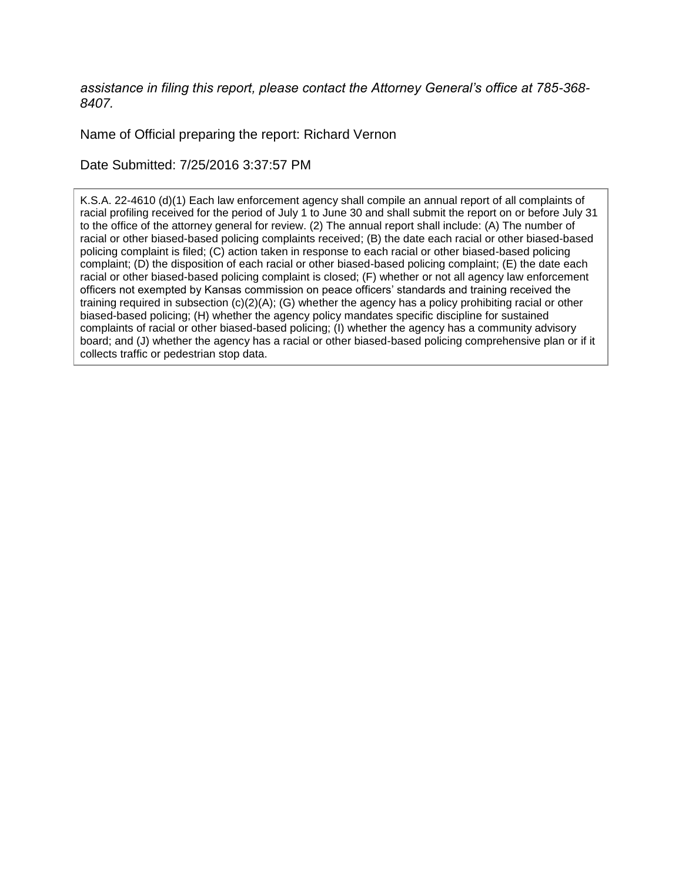*assistance in filing this report, please contact the Attorney General's office at 785-368-8407.*

Name of Official preparing the report: Richard Vernon

Date Submitted: 7/25/2016 3:37:57 PM

K.S.A. 22-4610 (d)(1) Each law enforcement agency shall compile an annual report of all complaints of racial profiling received for the period of July 1 to June 30 and shall submit the report on or before July 31 to the office of the attorney general for review. (2) The annual report shall include: (A) The number of racial or other biased-based policing complaints received; (B) the date each racial or other biased-based policing complaint is filed; (C) action taken in response to each racial or other biased-based policing complaint; (D) the disposition of each racial or other biased-based policing complaint; (E) the date each racial or other biased-based policing complaint is closed; (F) whether or not all agency law enforcement officers not exempted by Kansas commission on peace officers' standards and training received the training required in subsection (c)(2)(A); (G) whether the agency has a policy prohibiting racial or other biased-based policing; (H) whether the agency policy mandates specific discipline for sustained complaints of racial or other biased-based policing; (I) whether the agency has a community advisory board; and (J) whether the agency has a racial or other biased-based policing comprehensive plan or if it collects traffic or pedestrian stop data.